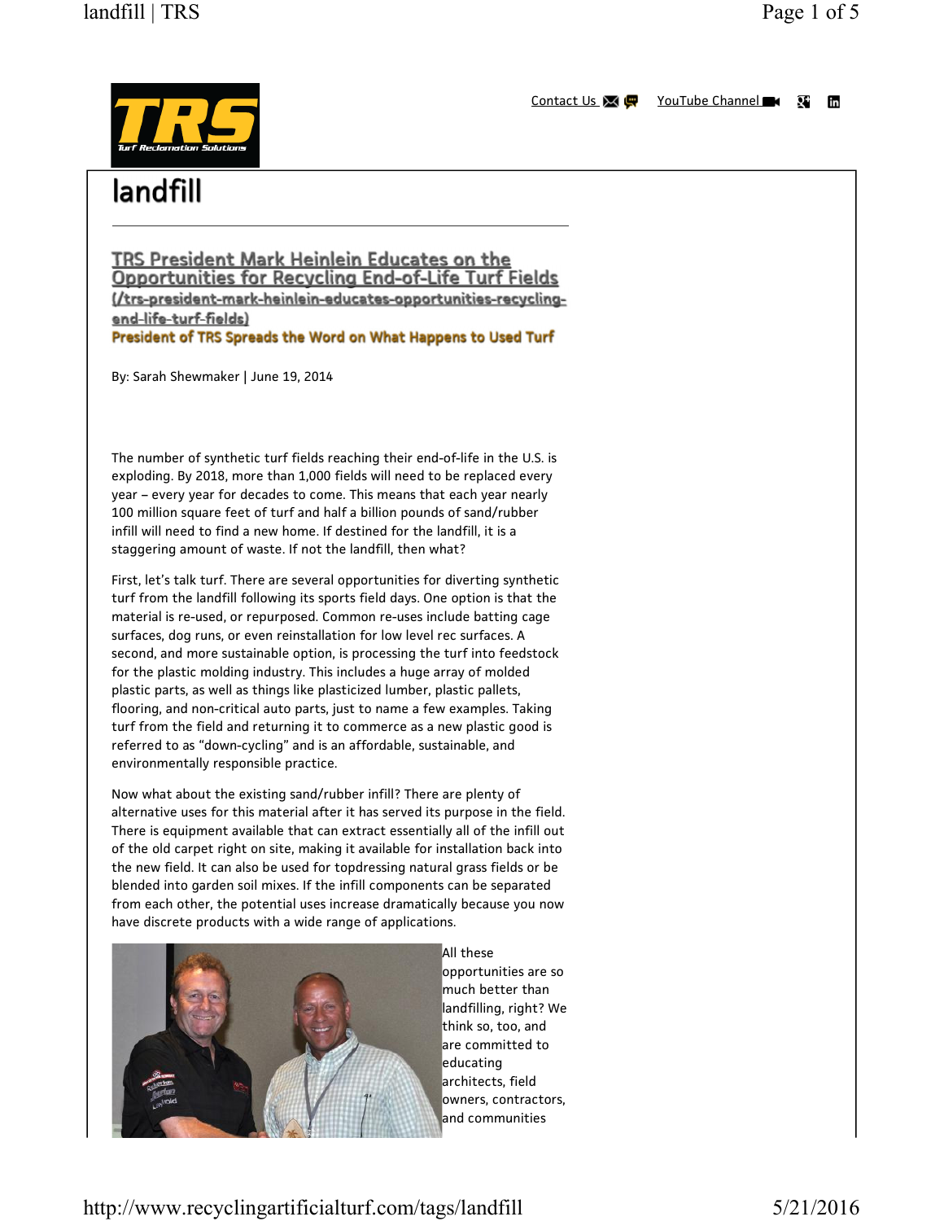Contact Us | YouTube Channel

# landfill

## TRS President Mark Heinlein Educates on the Opportunities for Recycling End-of-Life Turf Fields (/trs-president-mark-heinlein-educates-opportunities-recycling-end-life-turf-fields)

**President of TRS Spreads the Word on What Happens to Used Turf**

By: Sarah Shewmaker | June 19, 2014

The number of synthetic turf fields reaching their end-of-life in the U.S. is exploding. By 2018, more than 1,000 fields will need to be replaced every year – every year for decades to come. This means that each year nearly 100 million square feet of turf and half a billion pounds of sand/rubber infill will need to find a new home. If destined for the landfill, it is a staggering amount of waste. If not the landfill, then what?

First, let's talk turf. There are several opportunities for diverting synthetic turf from the landfill following its sports field days. One option is that the material is re-used, or repurposed. Common re-uses include batting cage surfaces, dog runs, or even reinstallation for low level rec surfaces. A second, and more sustainable option, is processing the turf into feedstock for the plastic molding industry. This includes a huge array of molded plastic parts, as well as things like plasticized lumber, plastic pallets, flooring, and non-critical auto parts, just to name a few examples. Taking turf from the field and returning it to commerce as a new plastic good is referred to as "down-cycling" and is an affordable, sustainable, and environmentally responsible practice.

Now what about the existing sand/rubber infill? There are plenty of alternative uses for this material after it has served its purpose in the field. There is equipment available that can extract essentially all of the infill out of the old carpet right on site, making it available for installation back into the new field. It can also be used for topdressing natural grass fields or be blended into garden soil mixes. If the infill components can be separated from each other, the potential uses increase dramatically because you now have discrete products with a wide range of applications.

All these opportunities are so much better than landfilling, right? We think so, too, and are committed to educating architects, field owners, contractors, and communities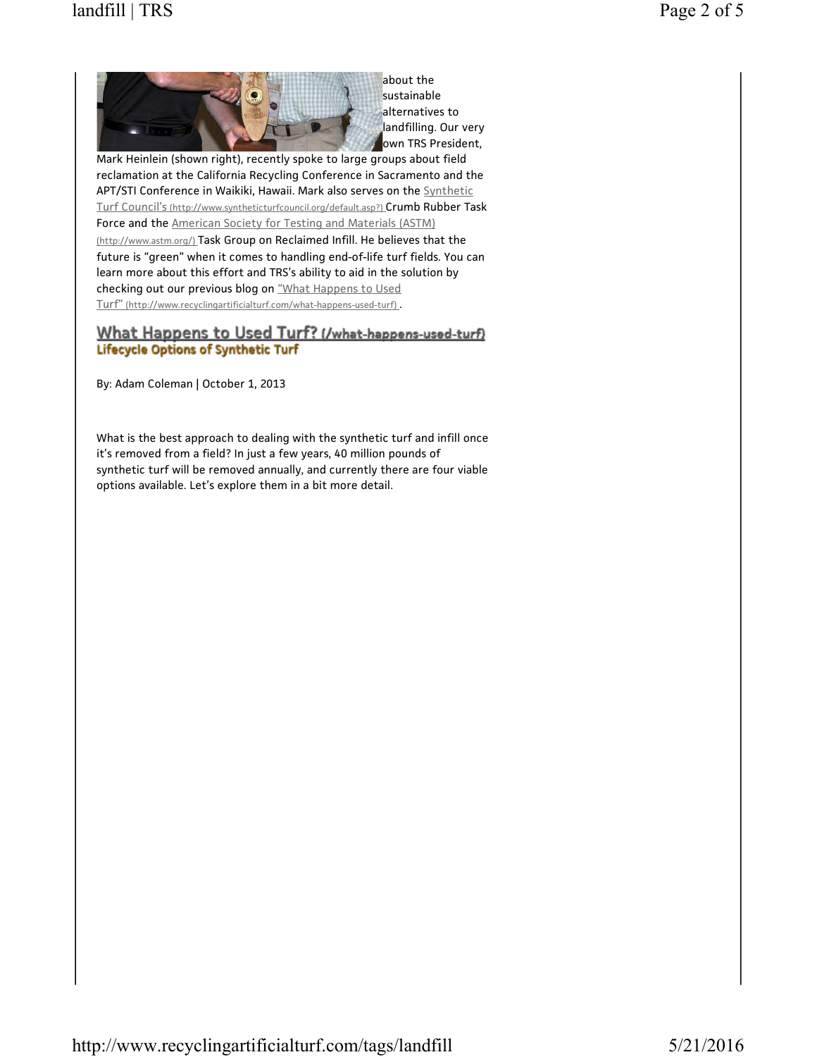about the sustainable alternatives to landfilling. Our very own TRS President, Mark Heinlein (shown right), recently spoke to large groups about field reclamation at the California Recycling Conference in Sacramento and the APT/STI Conference in Waikiki, Hawaii. Mark also serves on the Synthetic Turf Council's (http://www.syntheticturfcouncil.org/default.asp?) Crumb Rubber Task Force and the American Society for Testing and Materials (ASTM) (http://www.astm.org/) Task Group on Reclaimed Infill. He believes that the future is "green" when it comes to handling end-of-life turf fields. You can learn more about this effort and TRS's ability to aid in the solution by checking out our previous blog on "What Happens to Used Turf" (http://www.recyclingartificialturf.com/what-happens-used-turf).

## What Happens to Used Turf? (/what-happens-used-turf)

### Lifecycle Options of Synthetic Turf

By: Adam Coleman | October 1, 2013

What is the best approach to dealing with the synthetic turf and infill once it's removed from a field? In just a few years, 40 million pounds of synthetic turf will be removed annually, and currently there are four viable options available. Let's explore them in a bit more detail.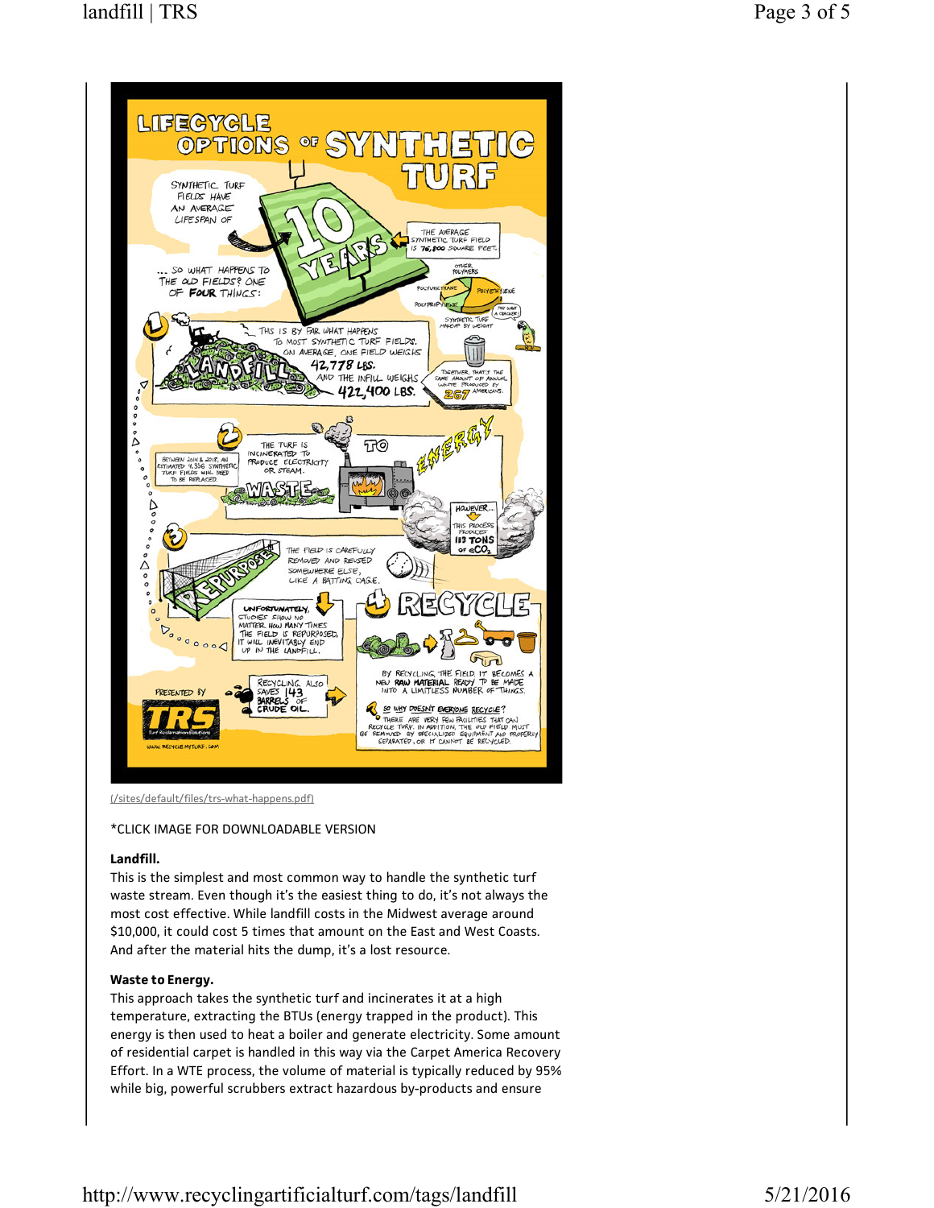# LIFECYCLE OPTIONS OF SYNTHETIC TURF

SYNTHETIC TURF FIELDS HAVE AN AVERAGE LIFESPAN OF 10 YEARS

THE AVERAGE SYNTHETIC TURF FIELD IS 76,800 SQUARE FEET.

SYNTHETIC TURF MAKEUP BY WEIGHT: OTHER POLYMERS, POLYURETHANE, POLYETHYLENE, POLYPROPYLENE

... SO WHAT HAPPENS TO THE OLD FIELDS? ONE OF FOUR THINGS:

**1 LANDFILL**

THIS IS BY FAR WHAT HAPPENS TO MOST SYNTHETIC TURF FIELDS. ON AVERAGE, ONE FIELD WEIGHS 42,778 LBS. AND THE INFILL WEIGHS 422,400 LBS.

TOGETHER, THAT'S THE SAME AMOUNT OF ANNUAL WASTE PRODUCED BY 267 AMERICANS.

**2 WASTE TO ENERGY**

THE TURF IS INCINERATED TO PRODUCE ELECTRICITY OR STEAM.

BETWEEN 2014 & 2018, AN ESTIMATED 4,356 SYNTHETIC TURF FIELDS WILL NEED TO BE REPLACED.

HOWEVER... THIS PROCESS PRODUCES 113 TONS OF $eCO_2$

**3 REPURPOSE**

THE FIELD IS CAREFULLY REMOVED AND REUSED SOMEWHERE ELSE, LIKE A BATTING CAGE.

UNFORTUNATELY, STUDIES SHOW NO MATTER HOW MANY TIMES THE FIELD IS REPURPOSED, IT WILL INEVITABLY END UP IN THE LANDFILL.

**4 RECYCLE**

BY RECYCLING THE FIELD IT BECOMES A NEW RAW MATERIAL READY TO BE MADE INTO A LIMITLESS NUMBER OF THINGS.

RECYCLING ALSO SAVES 143 BARRELS OF CRUDE OIL.

SO WHY DOESN'T EVERYONE RECYCLE? THERE ARE VERY FEW FACILITIES THAT CAN RECYCLE TURF. IN ADDITION, THE OLD FIELD MUST BE REMOVED BY SPECIALIZED EQUIPMENT AND PROPERLY SEPARATED, OR IT CANNOT BE RECYCLED.

PRESENTED BY TRS Turf Reclamation Solutions

WWW.RECYCLEMYTURF.COM

(/sites/default/files/trs-what-happens.pdf)

*CLICK IMAGE FOR DOWNLOADABLE VERSION

**Landfill.**

This is the simplest and most common way to handle the synthetic turf waste stream. Even though it's the easiest thing to do, it's not always the most cost effective. While landfill costs in the Midwest average around $10,000, it could cost 5 times that amount on the East and West Coasts. And after the material hits the dump, it's a lost resource.

**Waste to Energy.**

This approach takes the synthetic turf and incinerates it at a high temperature, extracting the BTUs (energy trapped in the product). This energy is then used to heat a boiler and generate electricity. Some amount of residential carpet is handled in this way via the Carpet America Recovery Effort. In a WTE process, the volume of material is typically reduced by 95% while big, powerful scrubbers extract hazardous by-products and ensure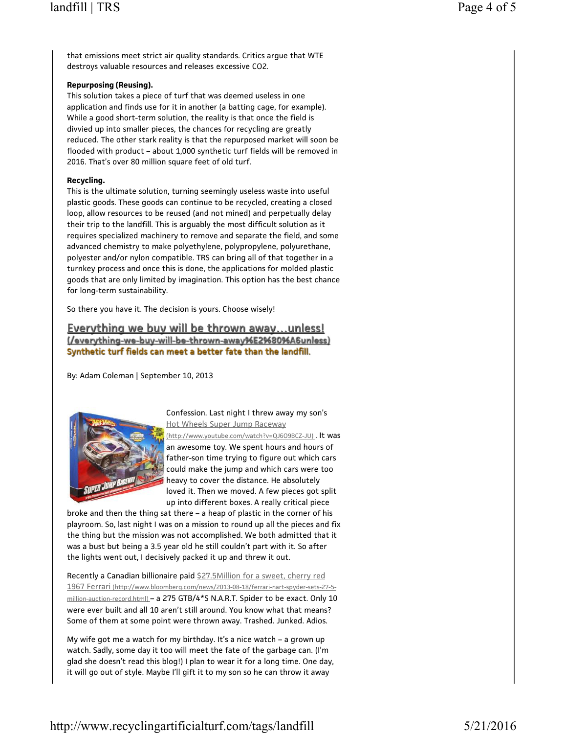that emissions meet strict air quality standards. Critics argue that WTE destroys valuable resources and releases excessive CO2.

**Repurposing (Reusing).**
This solution takes a piece of turf that was deemed useless in one application and finds use for it in another (a batting cage, for example). While a good short-term solution, the reality is that once the field is divvied up into smaller pieces, the chances for recycling are greatly reduced. The other stark reality is that the repurposed market will soon be flooded with product – about 1,000 synthetic turf fields will be removed in 2016. That's over 80 million square feet of old turf.

**Recycling.**
This is the ultimate solution, turning seemingly useless waste into useful plastic goods. These goods can continue to be recycled, creating a closed loop, allow resources to be reused (and not mined) and perpetually delay their trip to the landfill. This is arguably the most difficult solution as it requires specialized machinery to remove and separate the field, and some advanced chemistry to make polyethylene, polypropylene, polyurethane, polyester and/or nylon compatible. TRS can bring all of that together in a turnkey process and once this is done, the applications for molded plastic goods that are only limited by imagination. This option has the best chance for long-term sustainability.

So there you have it. The decision is yours. Choose wisely!

## Everything we buy will be thrown away…unless! (/everything-we-buy-will-be-thrown-away%E2%80%A6unless)

**Synthetic turf fields can meet a better fate than the landfill.**

By: Adam Coleman | September 10, 2013

Confession. Last night I threw away my son's Hot Wheels Super Jump Raceway (http://www.youtube.com/watch?v=QJ6O9BCZ-JU) . It was an awesome toy. We spent hours and hours of father-son time trying to figure out which cars could make the jump and which cars were too heavy to cover the distance. He absolutely loved it. Then we moved. A few pieces got split up into different boxes. A really critical piece broke and then the thing sat there – a heap of plastic in the corner of his playroom. So, last night I was on a mission to round up all the pieces and fix the thing but the mission was not accomplished. We both admitted that it was a bust but being a 3.5 year old he still couldn't part with it. So after the lights went out, I decisively packed it up and threw it out.

Recently a Canadian billionaire paid $27.5Million for a sweet, cherry red 1967 Ferrari (http://www.bloomberg.com/news/2013-08-18/ferrari-nart-spyder-sets-27-5-million-auction-record.html) – a 275 GTB/4*S N.A.R.T. Spider to be exact. Only 10 were ever built and all 10 aren't still around. You know what that means? Some of them at some point were thrown away. Trashed. Junked. Adios.

My wife got me a watch for my birthday. It's a nice watch – a grown up watch. Sadly, some day it too will meet the fate of the garbage can. (I'm glad she doesn't read this blog!) I plan to wear it for a long time. One day, it will go out of style. Maybe I'll gift it to my son so he can throw it away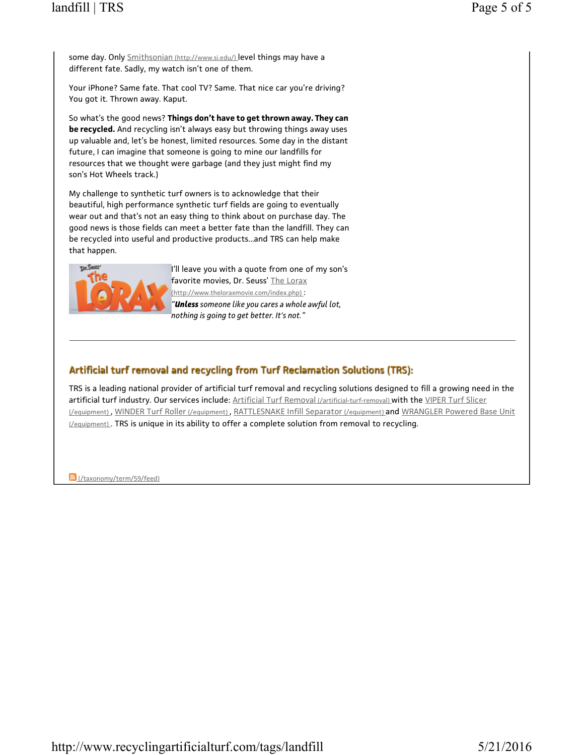some day. Only Smithsonian (http://www.si.edu/) level things may have a different fate. Sadly, my watch isn't one of them.

Your iPhone? Same fate. That cool TV? Same. That nice car you're driving? You got it. Thrown away. Kaput.

So what's the good news? **Things don't have to get thrown away. They can be recycled.** And recycling isn't always easy but throwing things away uses up valuable and, let's be honest, limited resources. Some day in the distant future, I can imagine that someone is going to mine our landfills for resources that we thought were garbage (and they just might find my son's Hot Wheels track.)

My challenge to synthetic turf owners is to acknowledge that their beautiful, high performance synthetic turf fields are going to eventually wear out and that's not an easy thing to think about on purchase day. The good news is those fields can meet a better fate than the landfill. They can be recycled into useful and productive products...and TRS can help make that happen.

I'll leave you with a quote from one of my son's favorite movies, Dr. Seuss' The Lorax (http://www.theloraxmovie.com/index.php) :

*"**Unless** someone like you cares a whole awful lot, nothing is going to get better. It's not."*

---

### Artificial turf removal and recycling from Turf Reclamation Solutions (TRS):

TRS is a leading national provider of artificial turf removal and recycling solutions designed to fill a growing need in the artificial turf industry. Our services include: Artificial Turf Removal (/artificial-turf-removal) with the VIPER Turf Slicer (/equipment) , WINDER Turf Roller (/equipment) , RATTLESNAKE Infill Separator (/equipment) and WRANGLER Powered Base Unit (/equipment) . TRS is unique in its ability to offer a complete solution from removal to recycling.

(/taxonomy/term/59/feed)